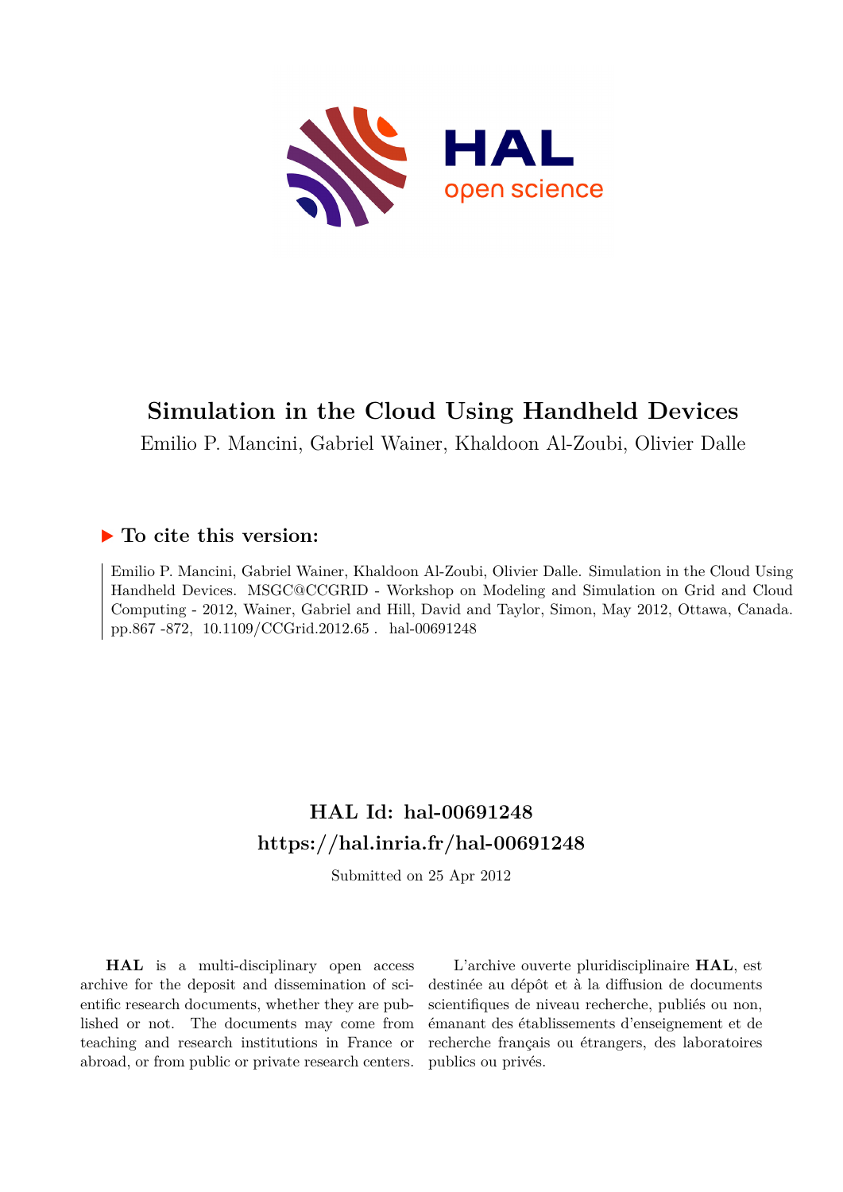# Simulation in the Cloud Using Handheld Devices

Emilio P. Mancini, Gabriel Wainer, Khaldoon Al-Zoubi, Olivier Dalle

## ▶ To cite this version:

Emilio P. Mancini, Gabriel Wainer, Khaldoon Al-Zoubi, Olivier Dalle. Simulation in the Cloud Using Handheld Devices. MSGC@CCGRID - Workshop on Modeling and Simulation on Grid and Cloud Computing - 2012, Wainer, Gabriel and Hill, David and Taylor, Simon, May 2012, Ottawa, Canada. pp.867 -872, 10.1109/CCGrid.2012.65. hal-00691248

## HAL Id: hal-00691248
## https://hal.inria.fr/hal-00691248

Submitted on 25 Apr 2012

**HAL** is a multi-disciplinary open access archive for the deposit and dissemination of scientific research documents, whether they are published or not. The documents may come from teaching and research institutions in France or abroad, or from public or private research centers.

L'archive ouverte pluridisciplinaire **HAL**, est destinée au dépôt et à la diffusion de documents scientifiques de niveau recherche, publiés ou non, émanant des établissements d'enseignement et de recherche français ou étrangers, des laboratoires publics ou privés.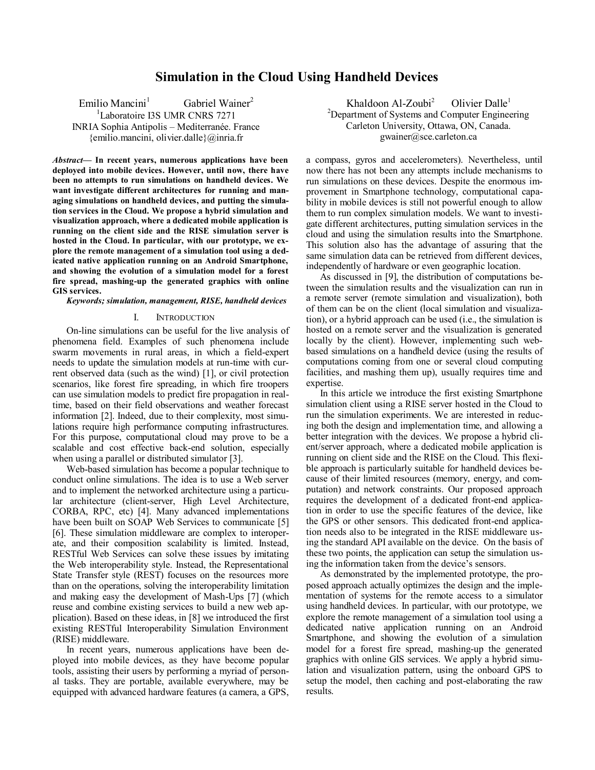# Simulation in the Cloud Using Handheld Devices

Emilio Mancini[1] Gabriel Wainer[2] Khaldoon Al-Zoubi[2] Olivier Dalle[1]

[1]Laboratoire I3S UMR CNRS 7271
INRIA Sophia Antipolis – Mediterranée. France
{emilio.mancini, olivier.dalle}@inria.fr

[2]Department of Systems and Computer Engineering
Carleton University, Ottawa, ON, Canada.
gwainer@sce.carleton.ca

***Abstract*— In recent years, numerous applications have been deployed into mobile devices. However, until now, there have been no attempts to run simulations on handheld devices. We want investigate different architectures for running and managing simulations on handheld devices, and putting the simulation services in the Cloud. We propose a hybrid simulation and visualization approach, where a dedicated mobile application is running on the client side and the RISE simulation server is hosted in the Cloud. In particular, with our prototype, we explore the remote management of a simulation tool using a dedicated native application running on an Android Smartphone, and showing the evolution of a simulation model for a forest fire spread, mashing-up the generated graphics with online GIS services.**

***Keywords; simulation, management, RISE, handheld devices***

## I. INTRODUCTION

On-line simulations can be useful for the live analysis of phenomena field. Examples of such phenomena include swarm movements in rural areas, in which a field-expert needs to update the simulation models at run-time with current observed data (such as the wind) [1], or civil protection scenarios, like forest fire spreading, in which fire troopers can use simulation models to predict fire propagation in real-time, based on their field observations and weather forecast information [2]. Indeed, due to their complexity, most simulations require high performance computing infrastructures. For this purpose, computational cloud may prove to be a scalable and cost effective back-end solution, especially when using a parallel or distributed simulator [3].

Web-based simulation has become a popular technique to conduct online simulations. The idea is to use a Web server and to implement the networked architecture using a particular architecture (client-server, High Level Architecture, CORBA, RPC, etc) [4]. Many advanced implementations have been built on SOAP Web Services to communicate [5] [6]. These simulation middleware are complex to interoperate, and their composition scalability is limited. Instead, RESTful Web Services can solve these issues by imitating the Web interoperability style. Instead, the Representational State Transfer style (REST) focuses on the resources more than on the operations, solving the interoperability limitation and making easy the development of Mash-Ups [7] (which reuse and combine existing services to build a new web application). Based on these ideas, in [8] we introduced the first existing RESTful Interoperability Simulation Environment (RISE) middleware.

In recent years, numerous applications have been deployed into mobile devices, as they have become popular tools, assisting their users by performing a myriad of personal tasks. They are portable, available everywhere, may be equipped with advanced hardware features (a camera, a GPS, a compass, gyros and accelerometers). Nevertheless, until now there has not been any attempts include mechanisms to run simulations on these devices. Despite the enormous improvement in Smartphone technology, computational capability in mobile devices is still not powerful enough to allow them to run complex simulation models. We want to investigate different architectures, putting simulation services in the cloud and using the simulation results into the Smartphone. This solution also has the advantage of assuring that the same simulation data can be retrieved from different devices, independently of hardware or even geographic location.

As discussed in [9], the distribution of computations between the simulation results and the visualization can run in a remote server (remote simulation and visualization), both of them can be on the client (local simulation and visualization), or a hybrid approach can be used (i.e., the simulation is hosted on a remote server and the visualization is generated locally by the client). However, implementing such web-based simulations on a handheld device (using the results of computations coming from one or several cloud computing facilities, and mashing them up), usually requires time and expertise.

In this article we introduce the first existing Smartphone simulation client using a RISE server hosted in the Cloud to run the simulation experiments. We are interested in reducing both the design and implementation time, and allowing a better integration with the devices. We propose a hybrid client/server approach, where a dedicated mobile application is running on client side and the RISE on the Cloud. This flexible approach is particularly suitable for handheld devices because of their limited resources (memory, energy, and computation) and network constraints. Our proposed approach requires the development of a dedicated front-end application in order to use the specific features of the device, like the GPS or other sensors. This dedicated front-end application needs also to be integrated in the RISE middleware using the standard API available on the device. On the basis of these two points, the application can setup the simulation using the information taken from the device's sensors.

As demonstrated by the implemented prototype, the proposed approach actually optimizes the design and the implementation of systems for the remote access to a simulator using handheld devices. In particular, with our prototype, we explore the remote management of a simulation tool using a dedicated native application running on an Android Smartphone, and showing the evolution of a simulation model for a forest fire spread, mashing-up the generated graphics with online GIS services. We apply a hybrid simulation and visualization pattern, using the onboard GPS to setup the model, then caching and post-elaborating the raw results.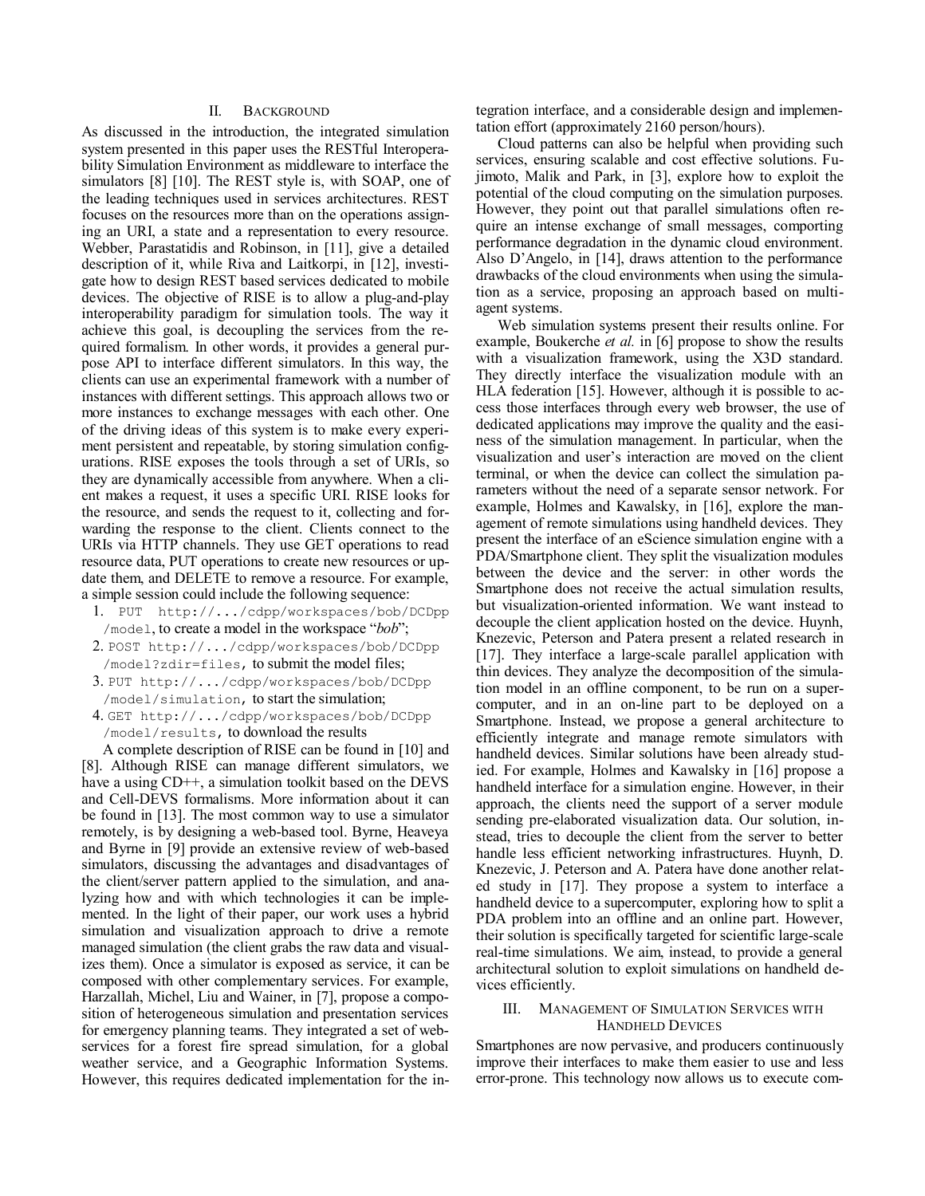## II. Background

As discussed in the introduction, the integrated simulation system presented in this paper uses the RESTful Interoperability Simulation Environment as middleware to interface the simulators [8] [10]. The REST style is, with SOAP, one of the leading techniques used in services architectures. REST focuses on the resources more than on the operations assigning an URI, a state and a representation to every resource. Webber, Parastatidis and Robinson, in [11], give a detailed description of it, while Riva and Laitkorpi, in [12], investigate how to design REST based services dedicated to mobile devices. The objective of RISE is to allow a plug-and-play interoperability paradigm for simulation tools. The way it achieve this goal, is decoupling the services from the required formalism. In other words, it provides a general purpose API to interface different simulators. In this way, the clients can use an experimental framework with a number of instances with different settings. This approach allows two or more instances to exchange messages with each other. One of the driving ideas of this system is to make every experiment persistent and repeatable, by storing simulation configurations. RISE exposes the tools through a set of URIs, so they are dynamically accessible from anywhere. When a client makes a request, it uses a specific URI. RISE looks for the resource, and sends the request to it, collecting and forwarding the response to the client. Clients connect to the URIs via HTTP channels. They use GET operations to read resource data, PUT operations to create new resources or update them, and DELETE to remove a resource. For example, a simple session could include the following sequence:

1. `PUT http://.../cdpp/workspaces/bob/DCDpp/model`, to create a model in the workspace "*bob*";
2. `POST http://.../cdpp/workspaces/bob/DCDpp/model?zdir=files`, to submit the model files;
3. `PUT http://.../cdpp/workspaces/bob/DCDpp/model/simulation`, to start the simulation;
4. `GET http://.../cdpp/workspaces/bob/DCDpp/model/results`, to download the results

A complete description of RISE can be found in [10] and [8]. Although RISE can manage different simulators, we have a using CD++, a simulation toolkit based on the DEVS and Cell-DEVS formalisms. More information about it can be found in [13]. The most common way to use a simulator remotely, is by designing a web-based tool. Byrne, Heaveya and Byrne in [9] provide an extensive review of web-based simulators, discussing the advantages and disadvantages of the client/server pattern applied to the simulation, and analyzing how and with which technologies it can be implemented. In the light of their paper, our work uses a hybrid simulation and visualization approach to drive a remote managed simulation (the client grabs the raw data and visualizes them). Once a simulator is exposed as service, it can be composed with other complementary services. For example, Harzallah, Michel, Liu and Wainer, in [7], propose a composition of heterogeneous simulation and presentation services for emergency planning teams. They integrated a set of web-services for a forest fire spread simulation, for a global weather service, and a Geographic Information Systems. However, this requires dedicated implementation for the integration interface, and a considerable design and implementation effort (approximately 2160 person/hours).

Cloud patterns can also be helpful when providing such services, ensuring scalable and cost effective solutions. Fujimoto, Malik and Park, in [3], explore how to exploit the potential of the cloud computing on the simulation purposes. However, they point out that parallel simulations often require an intense exchange of small messages, comporting performance degradation in the dynamic cloud environment. Also D'Angelo, in [14], draws attention to the performance drawbacks of the cloud environments when using the simulation as a service, proposing an approach based on multi-agent systems.

Web simulation systems present their results online. For example, Boukerche *et al.* in [6] propose to show the results with a visualization framework, using the X3D standard. They directly interface the visualization module with an HLA federation [15]. However, although it is possible to access those interfaces through every web browser, the use of dedicated applications may improve the quality and the easiness of the simulation management. In particular, when the visualization and user's interaction are moved on the client terminal, or when the device can collect the simulation parameters without the need of a separate sensor network. For example, Holmes and Kawalsky, in [16], explore the management of remote simulations using handheld devices. They present the interface of an eScience simulation engine with a PDA/Smartphone client. They split the visualization modules between the device and the server: in other words the Smartphone does not receive the actual simulation results, but visualization-oriented information. We want instead to decouple the client application hosted on the device. Huynh, Knezevic, Peterson and Patera present a related research in [17]. They interface a large-scale parallel application with thin devices. They analyze the decomposition of the simulation model in an offline component, to be run on a supercomputer, and in an on-line part to be deployed on a Smartphone. Instead, we propose a general architecture to efficiently integrate and manage remote simulators with handheld devices. Similar solutions have been already studied. For example, Holmes and Kawalsky in [16] propose a handheld interface for a simulation engine. However, in their approach, the clients need the support of a server module sending pre-elaborated visualization data. Our solution, instead, tries to decouple the client from the server to better handle less efficient networking infrastructures. Huynh, D. Knezevic, J. Peterson and A. Patera have done another related study in [17]. They propose a system to interface a handheld device to a supercomputer, exploring how to split a PDA problem into an offline and an online part. However, their solution is specifically targeted for scientific large-scale real-time simulations. We aim, instead, to provide a general architectural solution to exploit simulations on handheld devices efficiently.

## III. Management of Simulation Services with Handheld Devices

Smartphones are now pervasive, and producers continuously improve their interfaces to make them easier to use and less error-prone. This technology now allows us to execute com-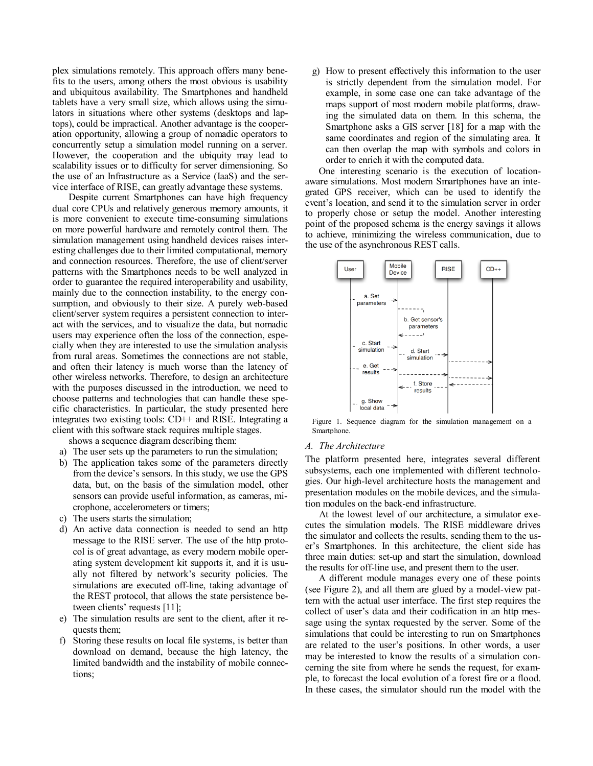plex simulations remotely. This approach offers many benefits to the users, among others the most obvious is usability and ubiquitous availability. The Smartphones and handheld tablets have a very small size, which allows using the simulators in situations where other systems (desktops and laptops), could be impractical. Another advantage is the cooperation opportunity, allowing a group of nomadic operators to concurrently setup a simulation model running on a server. However, the cooperation and the ubiquity may lead to scalability issues or to difficulty for server dimensioning. So the use of an Infrastructure as a Service (IaaS) and the service interface of RISE, can greatly advantage these systems.

Despite current Smartphones can have high frequency dual core CPUs and relatively generous memory amounts, it is more convenient to execute time-consuming simulations on more powerful hardware and remotely control them. The simulation management using handheld devices raises interesting challenges due to their limited computational, memory and connection resources. Therefore, the use of client/server patterns with the Smartphones needs to be well analyzed in order to guarantee the required interoperability and usability, mainly due to the connection instability, to the energy consumption, and obviously to their size. A purely web-based client/server system requires a persistent connection to interact with the services, and to visualize the data, but nomadic users may experience often the loss of the connection, especially when they are interested to use the simulation analysis from rural areas. Sometimes the connections are not stable, and often their latency is much worse than the latency of other wireless networks. Therefore, to design an architecture with the purposes discussed in the introduction, we need to choose patterns and technologies that can handle these specific characteristics. In particular, the study presented here integrates two existing tools: CD++ and RISE. Integrating a client with this software stack requires multiple stages.

shows a sequence diagram describing them:

a) The user sets up the parameters to run the simulation;
b) The application takes some of the parameters directly from the device's sensors. In this study, we use the GPS data, but, on the basis of the simulation model, other sensors can provide useful information, as cameras, microphone, accelerometers or timers;
c) The users starts the simulation;
d) An active data connection is needed to send an http message to the RISE server. The use of the http protocol is of great advantage, as every modern mobile operating system development kit supports it, and it is usually not filtered by network's security policies. The simulations are executed off-line, taking advantage of the REST protocol, that allows the state persistence between clients' requests [11];
e) The simulation results are sent to the client, after it requests them;
f) Storing these results on local file systems, is better than download on demand, because the high latency, the limited bandwidth and the instability of mobile connections;
g) How to present effectively this information to the user is strictly dependent from the simulation model. For example, in some case one can take advantage of the maps support of most modern mobile platforms, drawing the simulated data on them. In this schema, the Smartphone asks a GIS server [18] for a map with the same coordinates and region of the simulating area. It can then overlap the map with symbols and colors in order to enrich it with the computed data.

One interesting scenario is the execution of location-aware simulations. Most modern Smartphones have an integrated GPS receiver, which can be used to identify the event's location, and send it to the simulation server in order to properly chose or setup the model. Another interesting point of the proposed schema is the energy savings it allows to achieve, minimizing the wireless communication, due to the use of the asynchronous REST calls.

Figure 1. Sequence diagram for the simulation management on a Smartphone.

### A. The Architecture

The platform presented here, integrates several different subsystems, each one implemented with different technologies. Our high-level architecture hosts the management and presentation modules on the mobile devices, and the simulation modules on the back-end infrastructure.

At the lowest level of our architecture, a simulator executes the simulation models. The RISE middleware drives the simulator and collects the results, sending them to the user's Smartphones. In this architecture, the client side has three main duties: set-up and start the simulation, download the results for off-line use, and present them to the user.

A different module manages every one of these points (see Figure 2), and all them are glued by a model-view pattern with the actual user interface. The first step requires the collect of user's data and their codification in an http message using the syntax requested by the server. Some of the simulations that could be interesting to run on Smartphones are related to the user's positions. In other words, a user may be interested to know the results of a simulation concerning the site from where he sends the request, for example, to forecast the local evolution of a forest fire or a flood. In these cases, the simulator should run the model with the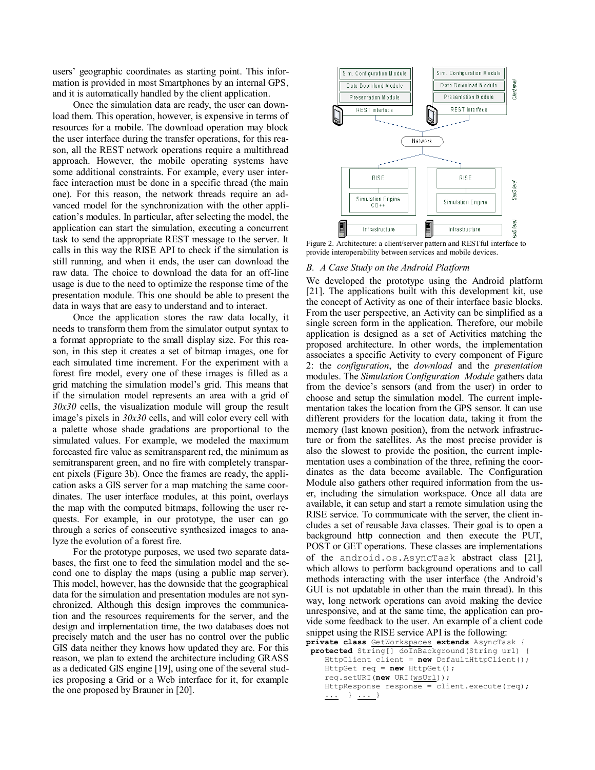users' geographic coordinates as starting point. This information is provided in most Smartphones by an internal GPS, and it is automatically handled by the client application.

Once the simulation data are ready, the user can download them. This operation, however, is expensive in terms of resources for a mobile. The download operation may block the user interface during the transfer operations, for this reason, all the REST network operations require a multithread approach. However, the mobile operating systems have some additional constraints. For example, every user interface interaction must be done in a specific thread (the main one). For this reason, the network threads require an advanced model for the synchronization with the other application's modules. In particular, after selecting the model, the application can start the simulation, executing a concurrent task to send the appropriate REST message to the server. It calls in this way the RISE API to check if the simulation is still running, and when it ends, the user can download the raw data. The choice to download the data for an off-line usage is due to the need to optimize the response time of the presentation module. This one should be able to present the data in ways that are easy to understand and to interact.

Once the application stores the raw data locally, it needs to transform them from the simulator output syntax to a format appropriate to the small display size. For this reason, in this step it creates a set of bitmap images, one for each simulated time increment. For the experiment with a forest fire model, every one of these images is filled as a grid matching the simulation model's grid. This means that if the simulation model represents an area with a grid of *30x30* cells, the visualization module will group the result image's pixels in *30x30* cells, and will color every cell with a palette whose shade gradations are proportional to the simulated values. For example, we modeled the maximum forecasted fire value as semitransparent red, the minimum as semitransparent green, and no fire with completely transparent pixels (Figure 3b). Once the frames are ready, the application asks a GIS server for a map matching the same coordinates. The user interface modules, at this point, overlays the map with the computed bitmaps, following the user requests. For example, in our prototype, the user can go through a series of consecutive synthesized images to analyze the evolution of a forest fire.

For the prototype purposes, we used two separate databases, the first one to feed the simulation model and the second one to display the maps (using a public map server). This model, however, has the downside that the geographical data for the simulation and presentation modules are not synchronized. Although this design improves the communication and the resources requirements for the server, and the design and implementation time, the two databases does not precisely match and the user has no control over the public GIS data neither they knows how updated they are. For this reason, we plan to extend the architecture including GRASS as a dedicated GIS engine [19], using one of the several studies proposing a Grid or a Web interface for it, for example the one proposed by Brauner in [20].

Figure 2. Architecture: a client/server pattern and RESTful interface to provide interoperability between services and mobile devices.

### B. A Case Study on the Android Platform

We developed the prototype using the Android platform [21]. The applications built with this development kit, use the concept of Activity as one of their interface basic blocks. From the user perspective, an Activity can be simplified as a single screen form in the application. Therefore, our mobile application is designed as a set of Activities matching the proposed architecture. In other words, the implementation associates a specific Activity to every component of Figure 2: the *configuration*, the *download* and the *presentation* modules. The *Simulation Configuration Module* gathers data from the device's sensors (and from the user) in order to choose and setup the simulation model. The current implementation takes the location from the GPS sensor. It can use different providers for the location data, taking it from the memory (last known position), from the network infrastructure or from the satellites. As the most precise provider is also the slowest to provide the position, the current implementation uses a combination of the three, refining the coordinates as the data become available. The Configuration Module also gathers other required information from the user, including the simulation workspace. Once all data are available, it can setup and start a remote simulation using the RISE service. To communicate with the server, the client includes a set of reusable Java classes. Their goal is to open a background http connection and then execute the PUT, POST or GET operations. These classes are implementations of the `android.os.AsyncTask` abstract class [21], which allows to perform background operations and to call methods interacting with the user interface (the Android's GUI is not updatable in other than the main thread). In this way, long network operations can avoid making the device unresponsive, and at the same time, the application can provide some feedback to the user. An example of a client code snippet using the RISE service API is the following:

```
private class GetWorkspaces extends AsyncTask {
 protected String[] doInBackground(String url) {
    HttpClient client = new DefaultHttpClient();
    HttpGet req = new HttpGet();
    req.setURI(new URI(wsUrl));
    HttpResponse response = client.execute(req);
    ...  } ... }
```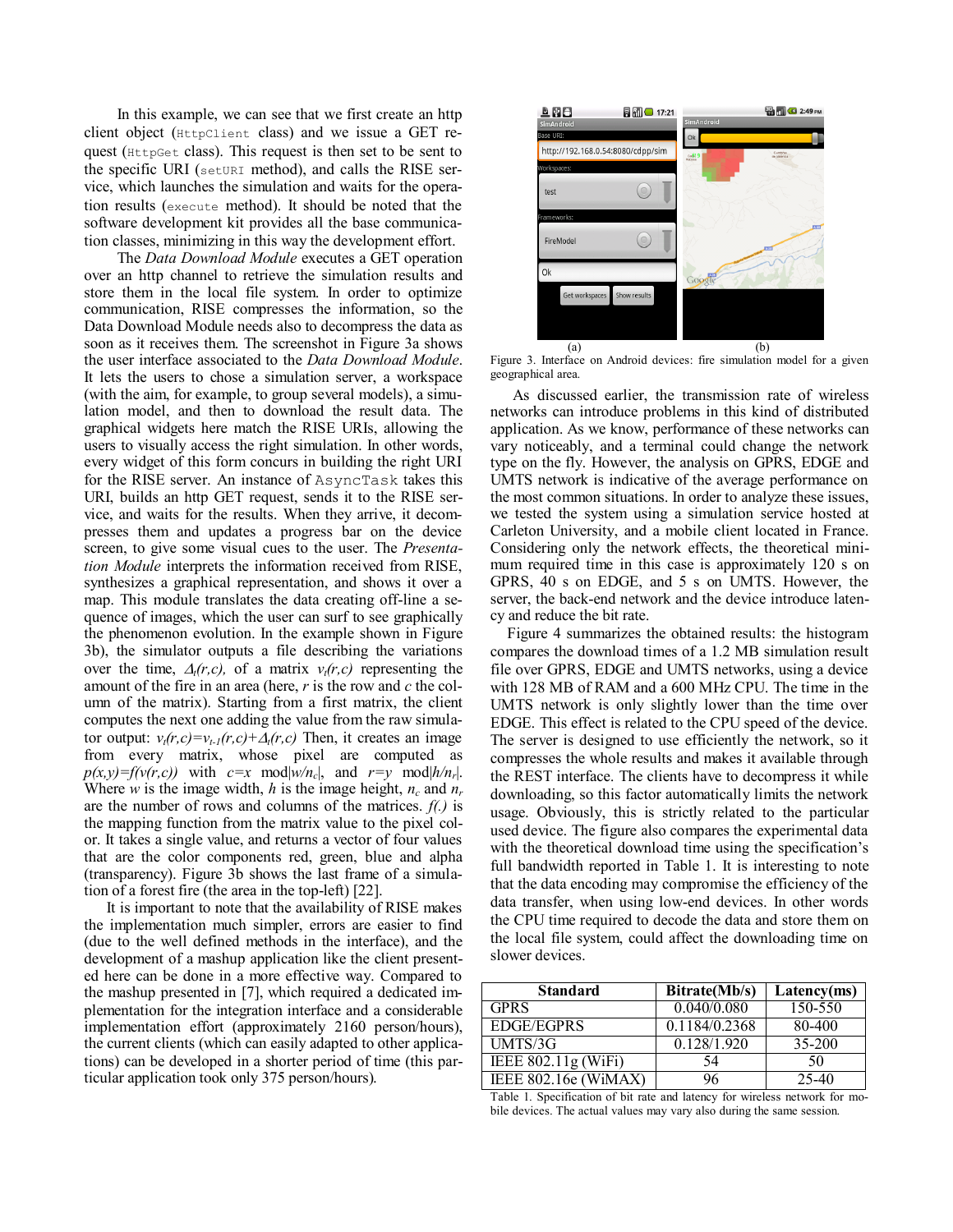In this example, we can see that we first create an http client object (`HttpClient` class) and we issue a GET request (`HttpGet` class). This request is then set to be sent to the specific URI (`setURI` method), and calls the RISE service, which launches the simulation and waits for the operation results (`execute` method). It should be noted that the software development kit provides all the base communication classes, minimizing in this way the development effort.

The *Data Download Module* executes a GET operation over an http channel to retrieve the simulation results and store them in the local file system. In order to optimize communication, RISE compresses the information, so the Data Download Module needs also to decompress the data as soon as it receives them. The screenshot in Figure 3a shows the user interface associated to the *Data Download Module*. It lets the users to chose a simulation server, a workspace (with the aim, for example, to group several models), a simulation model, and then to download the result data. The graphical widgets here match the RISE URIs, allowing the users to visually access the right simulation. In other words, every widget of this form concurs in building the right URI for the RISE server. An instance of `AsyncTask` takes this URI, builds an http GET request, sends it to the RISE service, and waits for the results. When they arrive, it decompresses them and updates a progress bar on the device screen, to give some visual cues to the user. The *Presentation Module* interprets the information received from RISE, synthesizes a graphical representation, and shows it over a map. This module translates the data creating off-line a sequence of images, which the user can surf to see graphically the phenomenon evolution. In the example shown in Figure 3b), the simulator outputs a file describing the variations over the time, $\Delta_t(r,c)$, of a matrix $v_t(r,c)$ representing the amount of the fire in an area (here, $r$ is the row and $c$ the column of the matrix). Starting from a first matrix, the client computes the next one adding the value from the raw simulator output: $v_t(r,c)=v_{t-1}(r,c)+\Delta_t(r,c)$ Then, it creates an image from every matrix, whose pixel are computed as $p(x,y)=f(v(r,c))$ with $c=x \bmod |w/n_c|$, and $r=y \bmod |h/n_r|$. Where $w$ is the image width, $h$ is the image height, $n_c$ and $n_r$ are the number of rows and columns of the matrices. $f(.)$ is the mapping function from the matrix value to the pixel color. It takes a single value, and returns a vector of four values that are the color components red, green, blue and alpha (transparency). Figure 3b shows the last frame of a simulation of a forest fire (the area in the top-left) [22].

It is important to note that the availability of RISE makes the implementation much simpler, errors are easier to find (due to the well defined methods in the interface), and the development of a mashup application like the client presented here can be done in a more effective way. Compared to the mashup presented in [7], which required a dedicated implementation for the integration interface and a considerable implementation effort (approximately 2160 person/hours), the current clients (which can easily adapted to other applications) can be developed in a shorter period of time (this particular application took only 375 person/hours).

(a) (b)

Figure 3. Interface on Android devices: fire simulation model for a given geographical area.

As discussed earlier, the transmission rate of wireless networks can introduce problems in this kind of distributed application. As we know, performance of these networks can vary noticeably, and a terminal could change the network type on the fly. However, the analysis on GPRS, EDGE and UMTS network is indicative of the average performance on the most common situations. In order to analyze these issues, we tested the system using a simulation service hosted at Carleton University, and a mobile client located in France. Considering only the network effects, the theoretical minimum required time in this case is approximately 120 s on GPRS, 40 s on EDGE, and 5 s on UMTS. However, the server, the back-end network and the device introduce latency and reduce the bit rate.

Figure 4 summarizes the obtained results: the histogram compares the download times of a 1.2 MB simulation result file over GPRS, EDGE and UMTS networks, using a device with 128 MB of RAM and a 600 MHz CPU. The time in the UMTS network is only slightly lower than the time over EDGE. This effect is related to the CPU speed of the device. The server is designed to use efficiently the network, so it compresses the whole results and makes it available through the REST interface. The clients have to decompress it while downloading, so this factor automatically limits the network usage. Obviously, this is strictly related to the particular used device. The figure also compares the experimental data with the theoretical download time using the specification's full bandwidth reported in Table 1. It is interesting to note that the data encoding may compromise the efficiency of the data transfer, when using low-end devices. In other words the CPU time required to decode the data and store them on the local file system, could affect the downloading time on slower devices.

| Standard | Bitrate(Mb/s) | Latency(ms) |
|---|---|---|
| GPRS | 0.040/0.080 | 150-550 |
| EDGE/EGPRS | 0.1184/0.2368 | 80-400 |
| UMTS/3G | 0.128/1.920 | 35-200 |
| IEEE 802.11g (WiFi) | 54 | 50 |
| IEEE 802.16e (WiMAX) | 96 | 25-40 |

Table 1. Specification of bit rate and latency for wireless network for mobile devices. The actual values may vary also during the same session.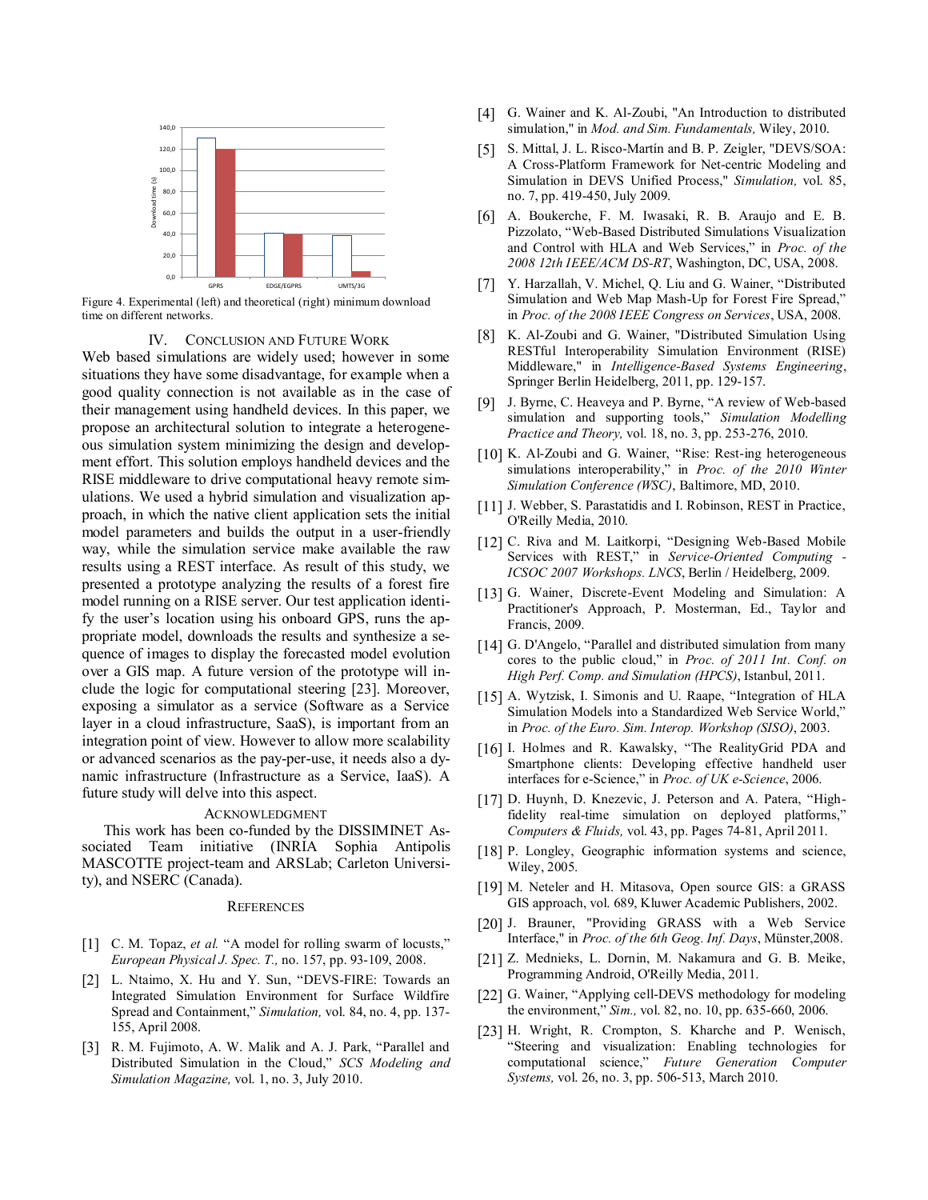140,0
120,0
100,0
80,0
60,0
40,0
20,0
0,0
Download time (s)
GPRS
EDGE/EGPRS
UMTS/3G

Figure 4. Experimental (left) and theoretical (right) minimum download time on different networks.

## IV. Conclusion and Future Work

Web based simulations are widely used; however in some situations they have some disadvantage, for example when a good quality connection is not available as in the case of their management using handheld devices. In this paper, we propose an architectural solution to integrate a heterogeneous simulation system minimizing the design and development effort. This solution employs handheld devices and the RISE middleware to drive computational heavy remote simulations. We used a hybrid simulation and visualization approach, in which the native client application sets the initial model parameters and builds the output in a user-friendly way, while the simulation service make available the raw results using a REST interface. As result of this study, we presented a prototype analyzing the results of a forest fire model running on a RISE server. Our test application identify the user's location using his onboard GPS, runs the appropriate model, downloads the results and synthesize a sequence of images to display the forecasted model evolution over a GIS map. A future version of the prototype will include the logic for computational steering [23]. Moreover, exposing a simulator as a service (Software as a Service layer in a cloud infrastructure, SaaS), is important from an integration point of view. However to allow more scalability or advanced scenarios as the pay-per-use, it needs also a dynamic infrastructure (Infrastructure as a Service, IaaS). A future study will delve into this aspect.

## Acknowledgment

This work has been co-funded by the DISSIMINET Associated Team initiative (INRIA Sophia Antipolis MASCOTTE project-team and ARSLab; Carleton University), and NSERC (Canada).

## References

[1] C. M. Topaz, *et al.* "A model for rolling swarm of locusts," *European Physical J. Spec. T.,* no. 157, pp. 93-109, 2008.

[2] L. Ntaimo, X. Hu and Y. Sun, "DEVS-FIRE: Towards an Integrated Simulation Environment for Surface Wildfire Spread and Containment," *Simulation,* vol. 84, no. 4, pp. 137-155, April 2008.

[3] R. M. Fujimoto, A. W. Malik and A. J. Park, "Parallel and Distributed Simulation in the Cloud," *SCS Modeling and Simulation Magazine,* vol. 1, no. 3, July 2010.

[4] G. Wainer and K. Al-Zoubi, "An Introduction to distributed simulation," in *Mod. and Sim. Fundamentals,* Wiley, 2010.

[5] S. Mittal, J. L. Risco-Martín and B. P. Zeigler, "DEVS/SOA: A Cross-Platform Framework for Net-centric Modeling and Simulation in DEVS Unified Process," *Simulation,* vol. 85, no. 7, pp. 419-450, July 2009.

[6] A. Boukerche, F. M. Iwasaki, R. B. Araujo and E. B. Pizzolato, "Web-Based Distributed Simulations Visualization and Control with HLA and Web Services," in *Proc. of the 2008 12th IEEE/ACM DS-RT*, Washington, DC, USA, 2008.

[7] Y. Harzallah, V. Michel, Q. Liu and G. Wainer, "Distributed Simulation and Web Map Mash-Up for Forest Fire Spread," in *Proc. of the 2008 IEEE Congress on Services*, USA, 2008.

[8] K. Al-Zoubi and G. Wainer, "Distributed Simulation Using RESTful Interoperability Simulation Environment (RISE) Middleware," in *Intelligence-Based Systems Engineering*, Springer Berlin Heidelberg, 2011, pp. 129-157.

[9] J. Byrne, C. Heaveya and P. Byrne, "A review of Web-based simulation and supporting tools," *Simulation Modelling Practice and Theory,* vol. 18, no. 3, pp. 253-276, 2010.

[10] K. Al-Zoubi and G. Wainer, "Rise: Rest-ing heterogeneous simulations interoperability," in *Proc. of the 2010 Winter Simulation Conference (WSC)*, Baltimore, MD, 2010.

[11] J. Webber, S. Parastatidis and I. Robinson, REST in Practice, O'Reilly Media, 2010.

[12] C. Riva and M. Laitkorpi, "Designing Web-Based Mobile Services with REST," in *Service-Oriented Computing - ICSOC 2007 Workshops. LNCS*, Berlin / Heidelberg, 2009.

[13] G. Wainer, Discrete-Event Modeling and Simulation: A Practitioner's Approach, P. Mosterman, Ed., Taylor and Francis, 2009.

[14] G. D'Angelo, "Parallel and distributed simulation from many cores to the public cloud," in *Proc. of 2011 Int. Conf. on High Perf. Comp. and Simulation (HPCS)*, Istanbul, 2011.

[15] A. Wytzisk, I. Simonis and U. Raape, "Integration of HLA Simulation Models into a Standardized Web Service World," in *Proc. of the Euro. Sim. Interop. Workshop (SISO)*, 2003.

[16] I. Holmes and R. Kawalsky, "The RealityGrid PDA and Smartphone clients: Developing effective handheld user interfaces for e-Science," in *Proc. of UK e-Science*, 2006.

[17] D. Huynh, D. Knezevic, J. Peterson and A. Patera, "High-fidelity real-time simulation on deployed platforms," *Computers & Fluids,* vol. 43, pp. Pages 74-81, April 2011.

[18] P. Longley, Geographic information systems and science, Wiley, 2005.

[19] M. Neteler and H. Mitasova, Open source GIS: a GRASS GIS approach, vol. 689, Kluwer Academic Publishers, 2002.

[20] J. Brauner, "Providing GRASS with a Web Service Interface," in *Proc. of the 6th Geog. Inf. Days*, Münster,2008.

[21] Z. Mednieks, L. Dornin, M. Nakamura and G. B. Meike, Programming Android, O'Reilly Media, 2011.

[22] G. Wainer, "Applying cell-DEVS methodology for modeling the environment," *Sim.,* vol. 82, no. 10, pp. 635-660, 2006.

[23] H. Wright, R. Crompton, S. Kharche and P. Wenisch, "Steering and visualization: Enabling technologies for computational science," *Future Generation Computer Systems,* vol. 26, no. 3, pp. 506-513, March 2010.